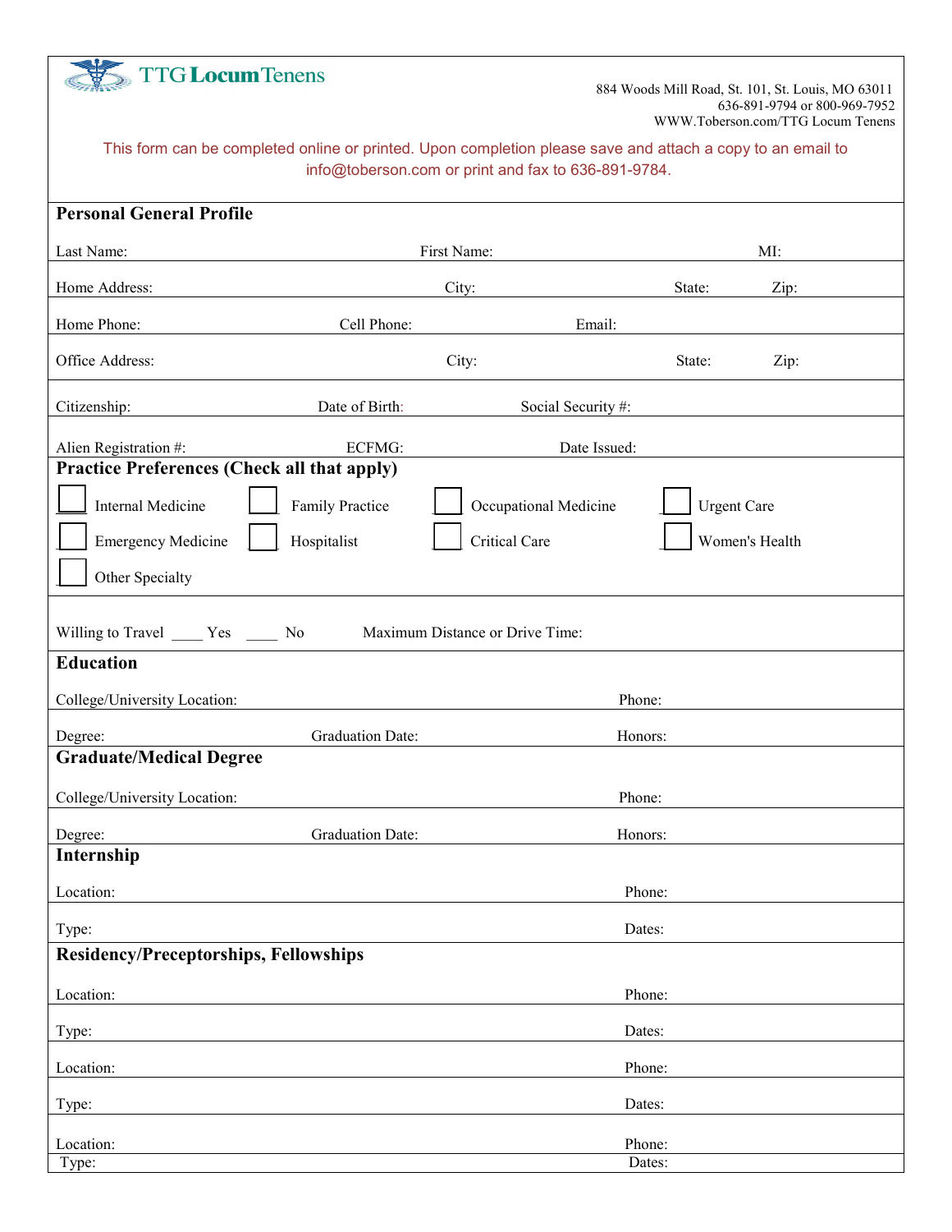# TTG Locum Tenens

884 Woods Mill Road, St. 101, St. Louis, MO 63011
636-891-9794 or 800-969-7952
WWW.Toberson.com/TTG Locum Tenens

This form can be completed online or printed. Upon completion please save and attach a copy to an email to info@toberson.com or print and fax to 636-891-9784.

## Personal General Profile

Last Name: First Name: MI:

Home Address: City: State: Zip:

Home Phone: Cell Phone: Email:

Office Address: City: State: Zip:

Citizenship: Date of Birth: Social Security #:

Alien Registration #: ECFMG: Date Issued:

## Practice Preferences (Check all that apply)

- ☐ Internal Medicine
- ☐ Family Practice
- ☐ Occupational Medicine
- ☐ Urgent Care
- ☐ Emergency Medicine
- ☐ Hospitalist
- ☐ Critical Care
- ☐ Women's Health
- ☐ Other Specialty

Willing to Travel ____ Yes ____ No Maximum Distance or Drive Time:

## Education

College/University Location: Phone:

Degree: Graduation Date: Honors:

## Graduate/Medical Degree

College/University Location: Phone:

Degree: Graduation Date: Honors:

## Internship

Location: Phone:

Type: Dates:

## Residency/Preceptorships, Fellowships

Location: Phone:

Type: Dates:

Location: Phone:

Type: Dates:

Location: Phone:

Type: Dates: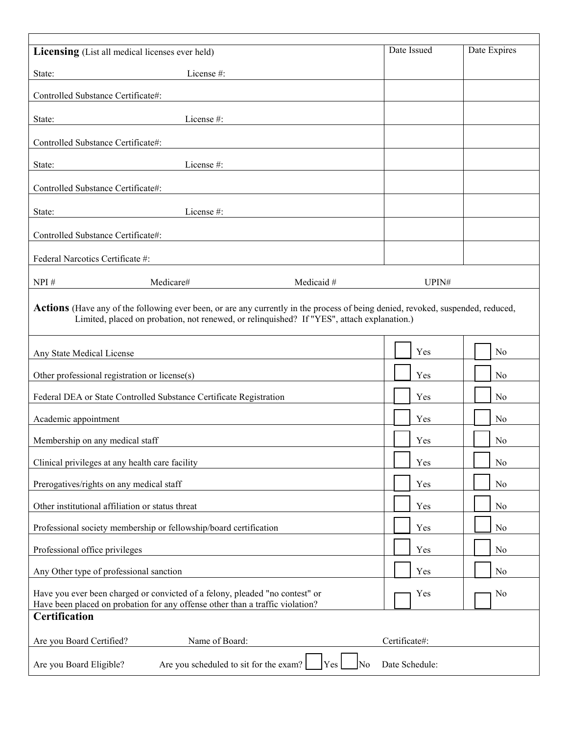| **Licensing** (List all medical licenses ever held) | | Date Issued | Date Expires |
|---|---|---|---|
| State: | License #: | | |
| Controlled Substance Certificate#: | | | |
| State: | License #: | | |
| Controlled Substance Certificate#: | | | |
| State: | License #: | | |
| Controlled Substance Certificate#: | | | |
| State: | License #: | | |
| Controlled Substance Certificate#: | | | |
| Federal Narcotics Certificate #: | | | |

NPI # Medicare# Medicaid # UPIN#

**Actions** (Have any of the following ever been, or are any currently in the process of being denied, revoked, suspended, reduced, Limited, placed on probation, not renewed, or relinquished? If "YES", attach explanation.)

| | | |
|---|---|---|
| Any State Medical License | ☐ Yes | ☐ No |
| Other professional registration or license(s) | ☐ Yes | ☐ No |
| Federal DEA or State Controlled Substance Certificate Registration | ☐ Yes | ☐ No |
| Academic appointment | ☐ Yes | ☐ No |
| Membership on any medical staff | ☐ Yes | ☐ No |
| Clinical privileges at any health care facility | ☐ Yes | ☐ No |
| Prerogatives/rights on any medical staff | ☐ Yes | ☐ No |
| Other institutional affiliation or status threat | ☐ Yes | ☐ No |
| Professional society membership or fellowship/board certification | ☐ Yes | ☐ No |
| Professional office privileges | ☐ Yes | ☐ No |
| Any Other type of professional sanction | ☐ Yes | ☐ No |
| Have you ever been charged or convicted of a felony, pleaded "no contest" or Have been placed on probation for any offense other than a traffic violation? | ☐ Yes | ☐ No |

**Certification**

Are you Board Certified? Name of Board: Certificate#:

Are you Board Eligible? Are you scheduled to sit for the exam? ☐ Yes ☐ No Date Schedule: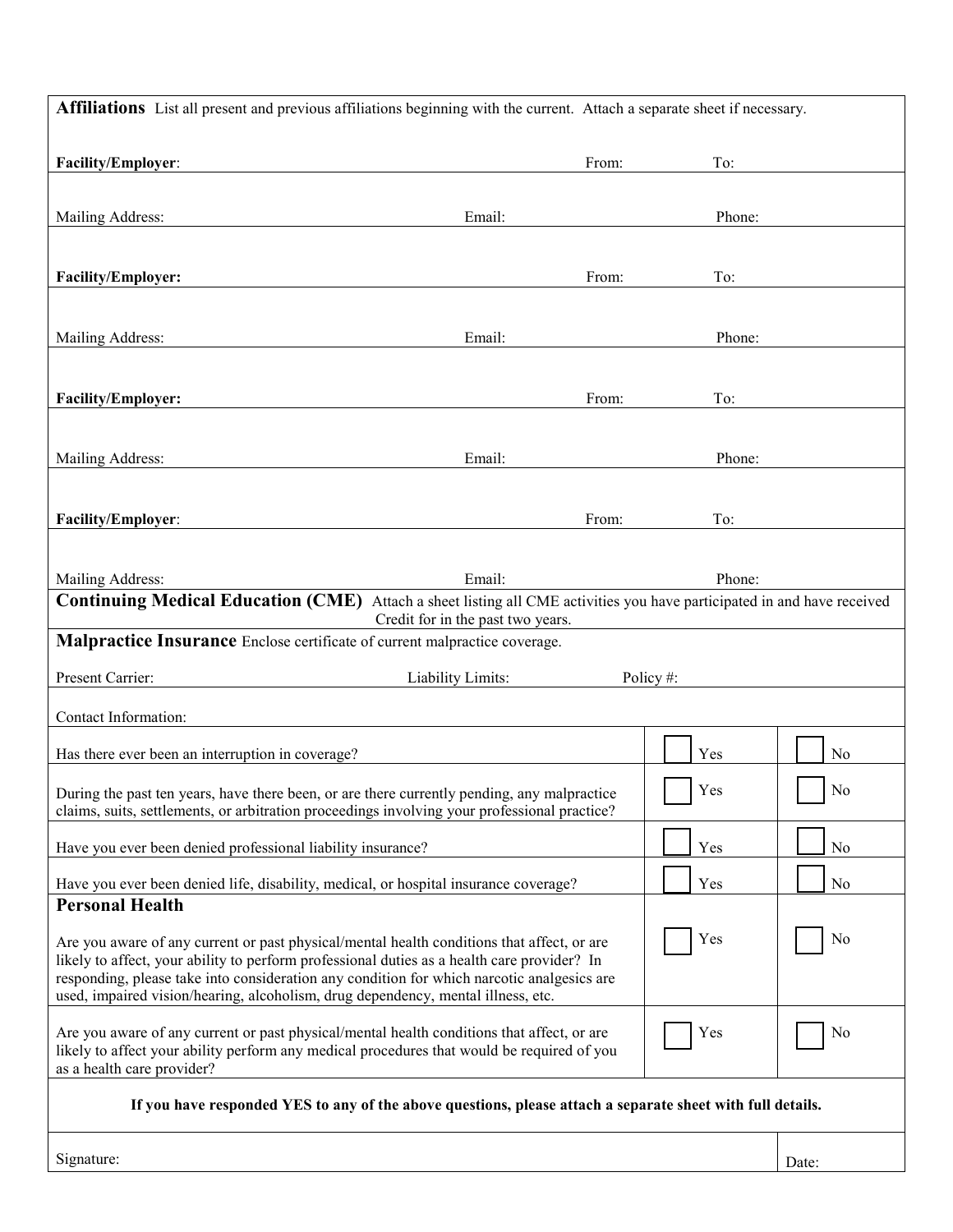## Affiliations

List all present and previous affiliations beginning with the current. Attach a separate sheet if necessary.

**Facility/Employer**: From: To:

Mailing Address: Email: Phone:

**Facility/Employer:** From: To:

Mailing Address: Email: Phone:

**Facility/Employer:** From: To:

Mailing Address: Email: Phone:

**Facility/Employer**: From: To:

Mailing Address: Email: Phone:

## Continuing Medical Education (CME)

Attach a sheet listing all CME activities you have participated in and have received Credit for in the past two years.

## Malpractice Insurance

Enclose certificate of current malpractice coverage.

Present Carrier: Liability Limits: Policy #:

Contact Information:

| | | |
|---|---|---|
| Has there ever been an interruption in coverage? | ☐ Yes | ☐ No |
| During the past ten years, have there been, or are there currently pending, any malpractice claims, suits, settlements, or arbitration proceedings involving your professional practice? | ☐ Yes | ☐ No |
| Have you ever been denied professional liability insurance? | ☐ Yes | ☐ No |
| Have you ever been denied life, disability, medical, or hospital insurance coverage? | ☐ Yes | ☐ No |

## Personal Health

| | | |
|---|---|---|
| Are you aware of any current or past physical/mental health conditions that affect, or are likely to affect, your ability to perform professional duties as a health care provider? In responding, please take into consideration any condition for which narcotic analgesics are used, impaired vision/hearing, alcoholism, drug dependency, mental illness, etc. | ☐ Yes | ☐ No |
| Are you aware of any current or past physical/mental health conditions that affect, or are likely to affect your ability perform any medical procedures that would be required of you as a health care provider? | ☐ Yes | ☐ No |

**If you have responded YES to any of the above questions, please attach a separate sheet with full details.**

Signature: Date: